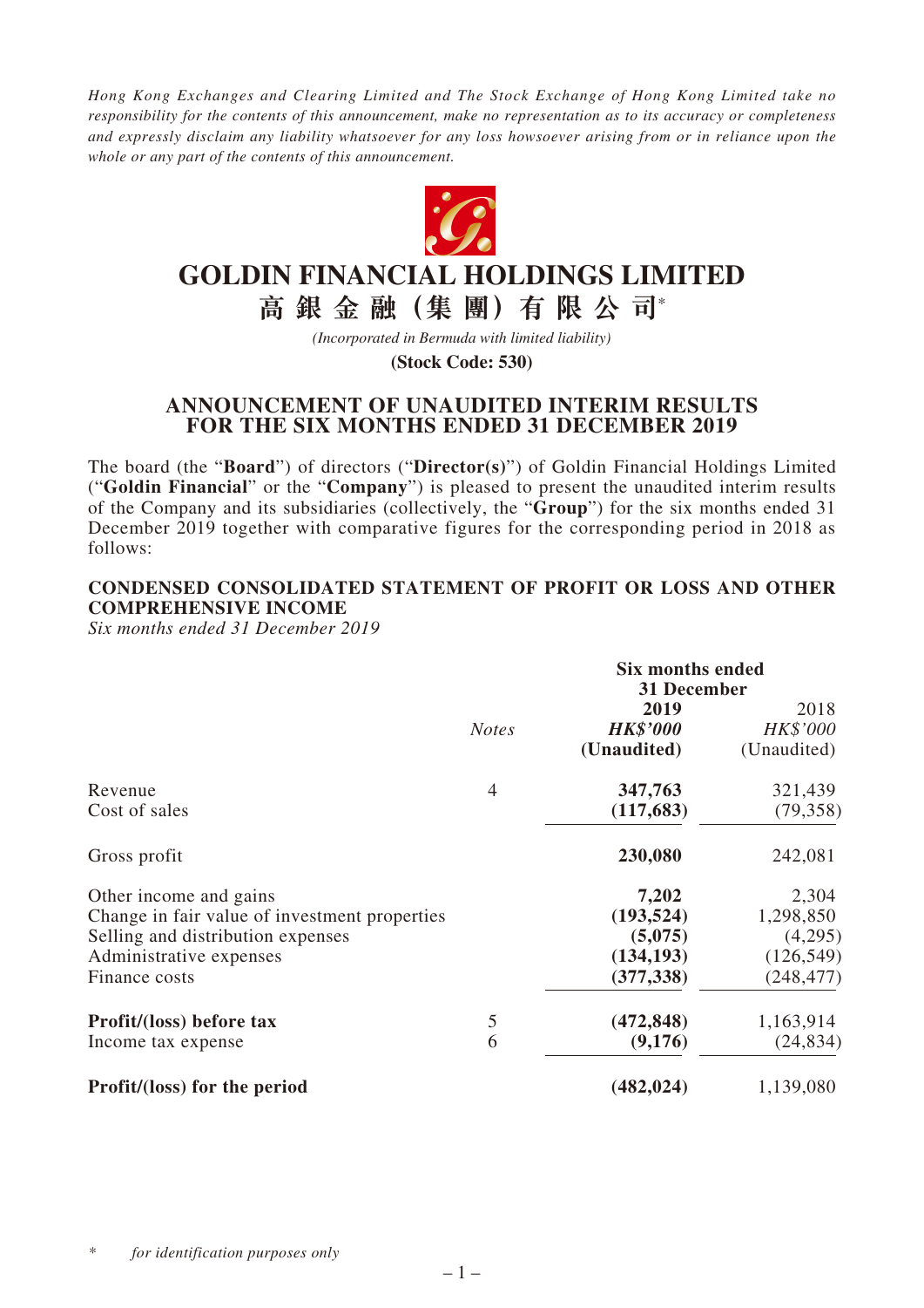*Hong Kong Exchanges and Clearing Limited and The Stock Exchange of Hong Kong Limited take no responsibility for the contents of this announcement, make no representation as to its accuracy or completeness and expressly disclaim any liability whatsoever for any loss howsoever arising from or in reliance upon the whole or any part of the contents of this announcement.*

# GOLDIN FINANCIAL HOLDINGS LIMITED

# 高銀金融（集團）有限公司*

*(Incorporated in Bermuda with limited liability)*

**(Stock Code: 530)**

## ANNOUNCEMENT OF UNAUDITED INTERIM RESULTS FOR THE SIX MONTHS ENDED 31 DECEMBER 2019

The board (the "**Board**") of directors ("**Director(s)**") of Goldin Financial Holdings Limited ("**Goldin Financial**" or the "**Company**") is pleased to present the unaudited interim results of the Company and its subsidiaries (collectively, the "**Group**") for the six months ended 31 December 2019 together with comparative figures for the corresponding period in 2018 as follows:

### CONDENSED CONSOLIDATED STATEMENT OF PROFIT OR LOSS AND OTHER COMPREHENSIVE INCOME

*Six months ended 31 December 2019*

| | | **Six months ended 31 December** | |
|---|---|---|---|
| | | **2019** | 2018 |
| | *Notes* | ***HK$'000*** | *HK$'000* |
| | | **(Unaudited)** | (Unaudited) |
| Revenue | 4 | **347,763** | 321,439 |
| Cost of sales | | **(117,683)** | (79,358) |
| Gross profit | | **230,080** | 242,081 |
| Other income and gains | | **7,202** | 2,304 |
| Change in fair value of investment properties | | **(193,524)** | 1,298,850 |
| Selling and distribution expenses | | **(5,075)** | (4,295) |
| Administrative expenses | | **(134,193)** | (126,549) |
| Finance costs | | **(377,338)** | (248,477) |
| **Profit/(loss) before tax** | 5 | **(472,848)** | 1,163,914 |
| Income tax expense | 6 | **(9,176)** | (24,834) |
| **Profit/(loss) for the period** | | **(482,024)** | 1,139,080 |

\* *for identification purposes only*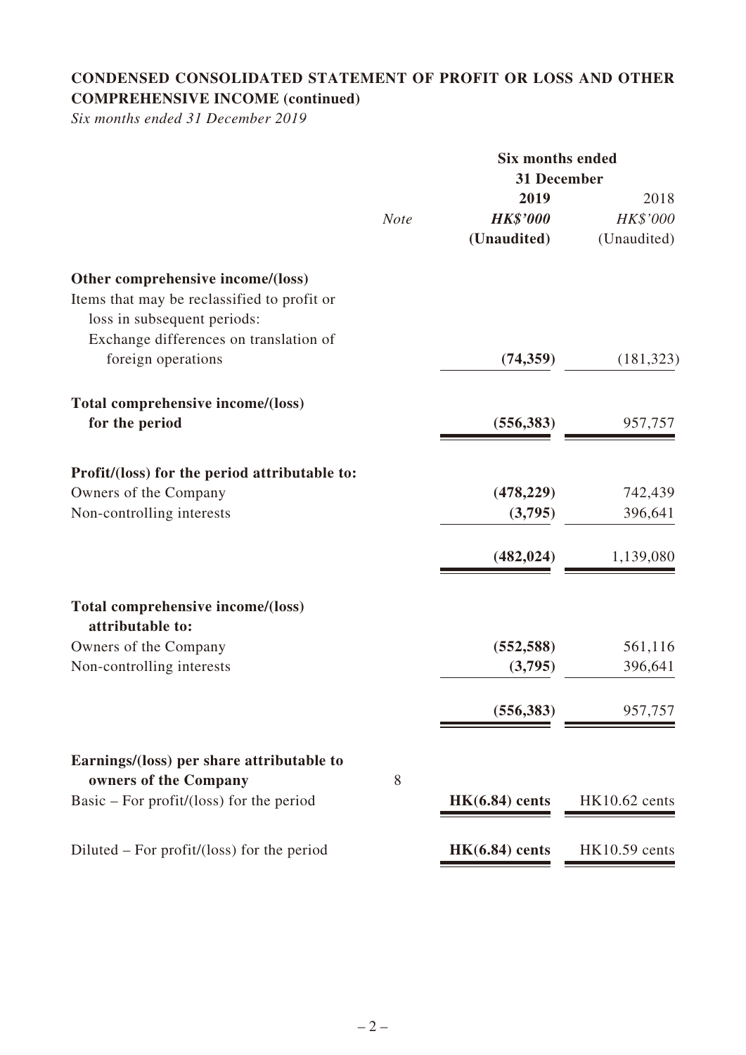## CONDENSED CONSOLIDATED STATEMENT OF PROFIT OR LOSS AND OTHER COMPREHENSIVE INCOME (continued)

*Six months ended 31 December 2019*

| | | Six months ended 31 December | |
|---|---|---|---|
| | | **2019** | 2018 |
| | *Note* | ***HK$'000*** | *HK$'000* |
| | | **(Unaudited)** | (Unaudited) |
| **Other comprehensive income/(loss)** | | | |
| Items that may be reclassified to profit or loss in subsequent periods: | | | |
| Exchange differences on translation of foreign operations | | **(74,359)** | (181,323) |
| **Total comprehensive income/(loss) for the period** | | **(556,383)** | 957,757 |
| **Profit/(loss) for the period attributable to:** | | | |
| Owners of the Company | | **(478,229)** | 742,439 |
| Non-controlling interests | | **(3,795)** | 396,641 |
| | | **(482,024)** | 1,139,080 |
| **Total comprehensive income/(loss) attributable to:** | | | |
| Owners of the Company | | **(552,588)** | 561,116 |
| Non-controlling interests | | **(3,795)** | 396,641 |
| | | **(556,383)** | 957,757 |
| **Earnings/(loss) per share attributable to owners of the Company** | 8 | | |
| Basic – For profit/(loss) for the period | | **HK(6.84) cents** | HK10.62 cents |
| Diluted – For profit/(loss) for the period | | **HK(6.84) cents** | HK10.59 cents |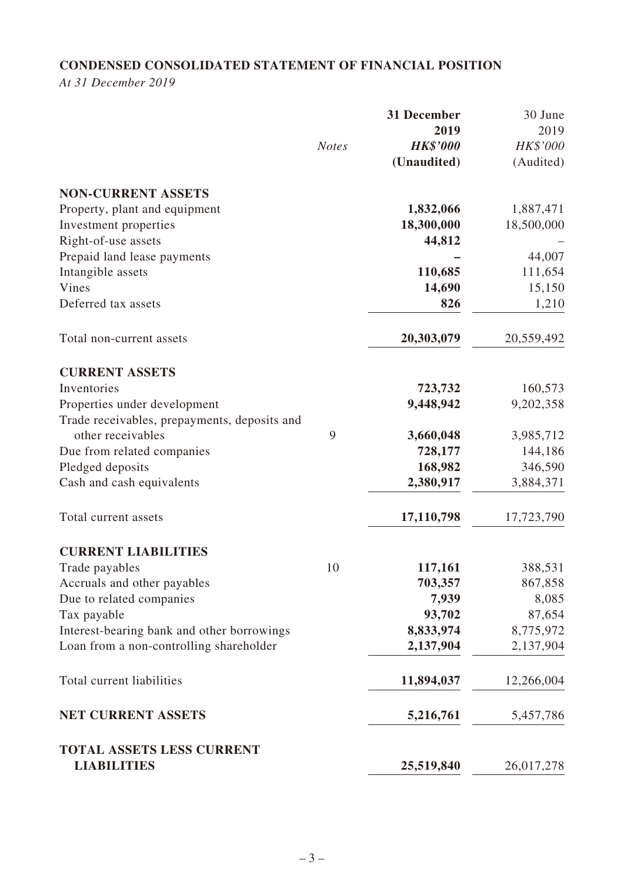**CONDENSED CONSOLIDATED STATEMENT OF FINANCIAL POSITION**

*At 31 December 2019*

| | *Notes* | **31 December 2019** **HK$'000** **(Unaudited)** | 30 June 2019 *HK$'000* (Audited) |
|---|---|---|---|
| **NON-CURRENT ASSETS** | | | |
| Property, plant and equipment | | **1,832,066** | 1,887,471 |
| Investment properties | | **18,300,000** | 18,500,000 |
| Right-of-use assets | | **44,812** | – |
| Prepaid land lease payments | | **–** | 44,007 |
| Intangible assets | | **110,685** | 111,654 |
| Vines | | **14,690** | 15,150 |
| Deferred tax assets | | **826** | 1,210 |
| Total non-current assets | | **20,303,079** | 20,559,492 |
| **CURRENT ASSETS** | | | |
| Inventories | | **723,732** | 160,573 |
| Properties under development | | **9,448,942** | 9,202,358 |
| Trade receivables, prepayments, deposits and other receivables | 9 | **3,660,048** | 3,985,712 |
| Due from related companies | | **728,177** | 144,186 |
| Pledged deposits | | **168,982** | 346,590 |
| Cash and cash equivalents | | **2,380,917** | 3,884,371 |
| Total current assets | | **17,110,798** | 17,723,790 |
| **CURRENT LIABILITIES** | | | |
| Trade payables | 10 | **117,161** | 388,531 |
| Accruals and other payables | | **703,357** | 867,858 |
| Due to related companies | | **7,939** | 8,085 |
| Tax payable | | **93,702** | 87,654 |
| Interest-bearing bank and other borrowings | | **8,833,974** | 8,775,972 |
| Loan from a non-controlling shareholder | | **2,137,904** | 2,137,904 |
| Total current liabilities | | **11,894,037** | 12,266,004 |
| **NET CURRENT ASSETS** | | **5,216,761** | 5,457,786 |
| **TOTAL ASSETS LESS CURRENT LIABILITIES** | | **25,519,840** | 26,017,278 |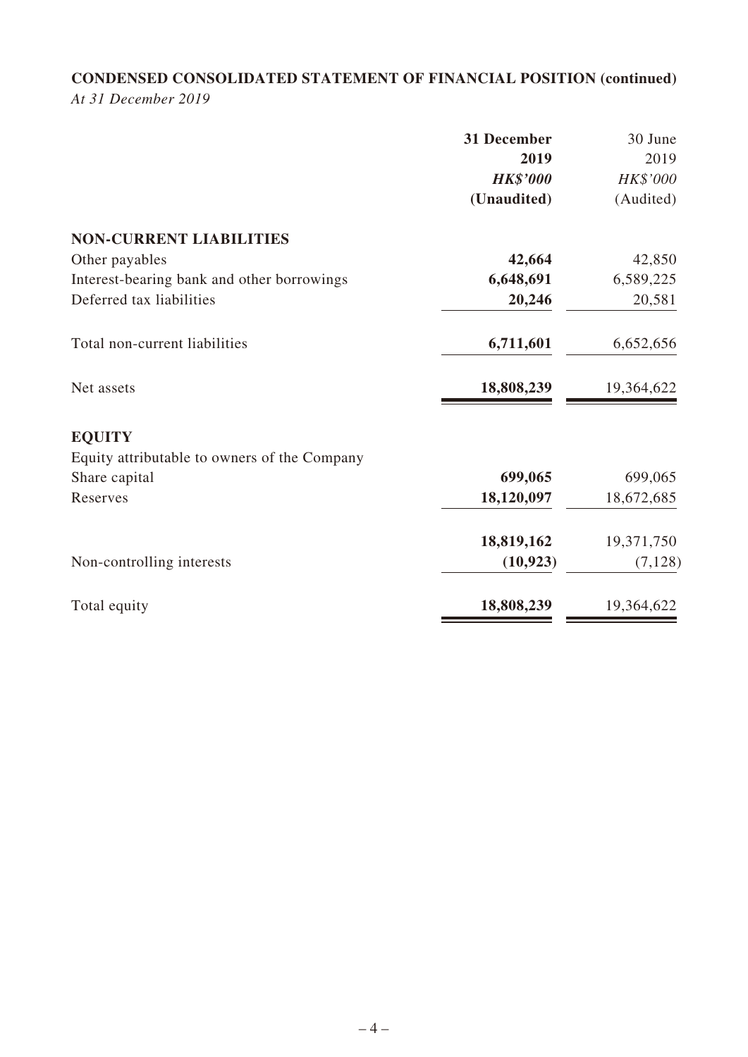## CONDENSED CONSOLIDATED STATEMENT OF FINANCIAL POSITION (continued)

*At 31 December 2019*

| | **31 December 2019** | 30 June 2019 |
|---|---|---|
| | ***HK$'000*** | *HK$'000* |
| | **(Unaudited)** | (Audited) |
| **NON-CURRENT LIABILITIES** | | |
| Other payables | **42,664** | 42,850 |
| Interest-bearing bank and other borrowings | **6,648,691** | 6,589,225 |
| Deferred tax liabilities | **20,246** | 20,581 |
| Total non-current liabilities | **6,711,601** | 6,652,656 |
| Net assets | **18,808,239** | 19,364,622 |
| **EQUITY** | | |
| Equity attributable to owners of the Company | | |
| Share capital | **699,065** | 699,065 |
| Reserves | **18,120,097** | 18,672,685 |
| | **18,819,162** | 19,371,750 |
| Non-controlling interests | **(10,923)** | (7,128) |
| Total equity | **18,808,239** | 19,364,622 |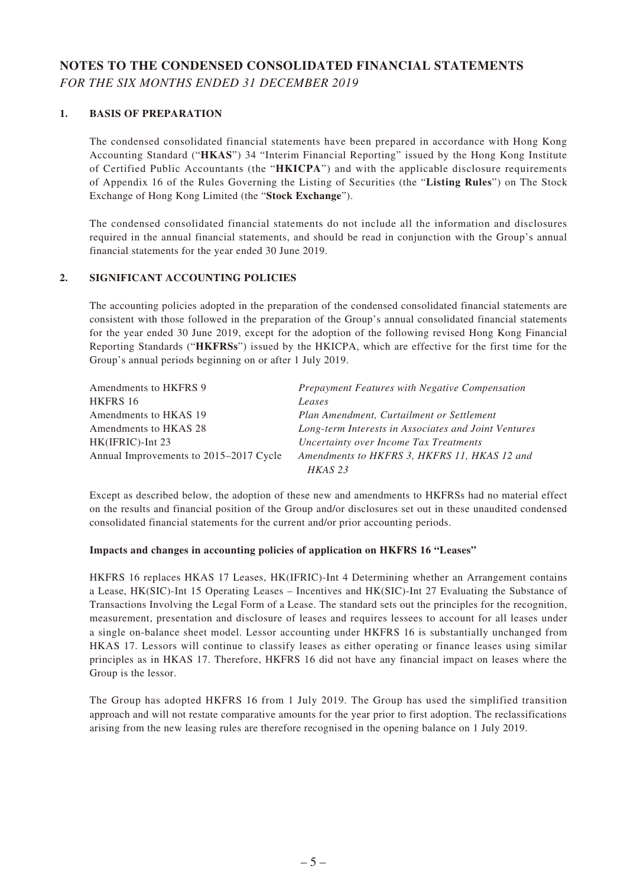# NOTES TO THE CONDENSED CONSOLIDATED FINANCIAL STATEMENTS

*FOR THE SIX MONTHS ENDED 31 DECEMBER 2019*

## 1. BASIS OF PREPARATION

The condensed consolidated financial statements have been prepared in accordance with Hong Kong Accounting Standard ("**HKAS**") 34 "Interim Financial Reporting" issued by the Hong Kong Institute of Certified Public Accountants (the "**HKICPA**") and with the applicable disclosure requirements of Appendix 16 of the Rules Governing the Listing of Securities (the "**Listing Rules**") on The Stock Exchange of Hong Kong Limited (the "**Stock Exchange**").

The condensed consolidated financial statements do not include all the information and disclosures required in the annual financial statements, and should be read in conjunction with the Group's annual financial statements for the year ended 30 June 2019.

## 2. SIGNIFICANT ACCOUNTING POLICIES

The accounting policies adopted in the preparation of the condensed consolidated financial statements are consistent with those followed in the preparation of the Group's annual consolidated financial statements for the year ended 30 June 2019, except for the adoption of the following revised Hong Kong Financial Reporting Standards ("**HKFRSs**") issued by the HKICPA, which are effective for the first time for the Group's annual periods beginning on or after 1 July 2019.

| | |
|---|---|
| Amendments to HKFRS 9 | *Prepayment Features with Negative Compensation* |
| HKFRS 16 | *Leases* |
| Amendments to HKAS 19 | *Plan Amendment, Curtailment or Settlement* |
| Amendments to HKAS 28 | *Long-term Interests in Associates and Joint Ventures* |
| HK(IFRIC)-Int 23 | *Uncertainty over Income Tax Treatments* |
| Annual Improvements to 2015–2017 Cycle | *Amendments to HKFRS 3, HKFRS 11, HKAS 12 and HKAS 23* |

Except as described below, the adoption of these new and amendments to HKFRSs had no material effect on the results and financial position of the Group and/or disclosures set out in these unaudited condensed consolidated financial statements for the current and/or prior accounting periods.

**Impacts and changes in accounting policies of application on HKFRS 16 "Leases"**

HKFRS 16 replaces HKAS 17 Leases, HK(IFRIC)-Int 4 Determining whether an Arrangement contains a Lease, HK(SIC)-Int 15 Operating Leases – Incentives and HK(SIC)-Int 27 Evaluating the Substance of Transactions Involving the Legal Form of a Lease. The standard sets out the principles for the recognition, measurement, presentation and disclosure of leases and requires lessees to account for all leases under a single on-balance sheet model. Lessor accounting under HKFRS 16 is substantially unchanged from HKAS 17. Lessors will continue to classify leases as either operating or finance leases using similar principles as in HKAS 17. Therefore, HKFRS 16 did not have any financial impact on leases where the Group is the lessor.

The Group has adopted HKFRS 16 from 1 July 2019. The Group has used the simplified transition approach and will not restate comparative amounts for the year prior to first adoption. The reclassifications arising from the new leasing rules are therefore recognised in the opening balance on 1 July 2019.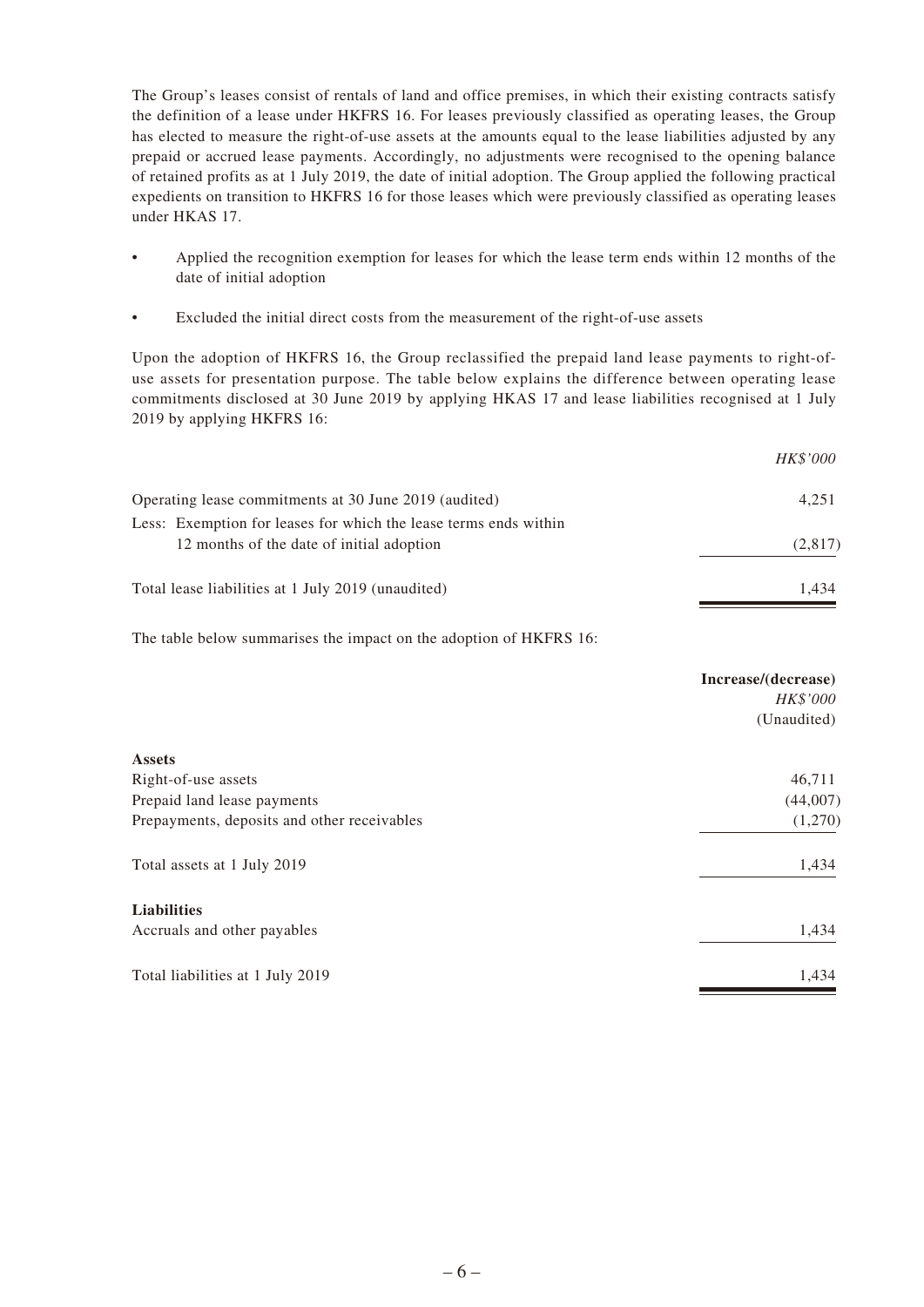The Group's leases consist of rentals of land and office premises, in which their existing contracts satisfy the definition of a lease under HKFRS 16. For leases previously classified as operating leases, the Group has elected to measure the right-of-use assets at the amounts equal to the lease liabilities adjusted by any prepaid or accrued lease payments. Accordingly, no adjustments were recognised to the opening balance of retained profits as at 1 July 2019, the date of initial adoption. The Group applied the following practical expedients on transition to HKFRS 16 for those leases which were previously classified as operating leases under HKAS 17.

- Applied the recognition exemption for leases for which the lease term ends within 12 months of the date of initial adoption
- Excluded the initial direct costs from the measurement of the right-of-use assets

Upon the adoption of HKFRS 16, the Group reclassified the prepaid land lease payments to right-of-use assets for presentation purpose. The table below explains the difference between operating lease commitments disclosed at 30 June 2019 by applying HKAS 17 and lease liabilities recognised at 1 July 2019 by applying HKFRS 16:

| | *HK$'000* |
|---|---|
| Operating lease commitments at 30 June 2019 (audited) | 4,251 |
| Less: Exemption for leases for which the lease terms ends within 12 months of the date of initial adoption | (2,817) |
| Total lease liabilities at 1 July 2019 (unaudited) | 1,434 |

The table below summarises the impact on the adoption of HKFRS 16:

| | **Increase/(decrease)** *HK$'000* (Unaudited) |
|---|---|
| **Assets** | |
| Right-of-use assets | 46,711 |
| Prepaid land lease payments | (44,007) |
| Prepayments, deposits and other receivables | (1,270) |
| Total assets at 1 July 2019 | 1,434 |
| **Liabilities** | |
| Accruals and other payables | 1,434 |
| Total liabilities at 1 July 2019 | 1,434 |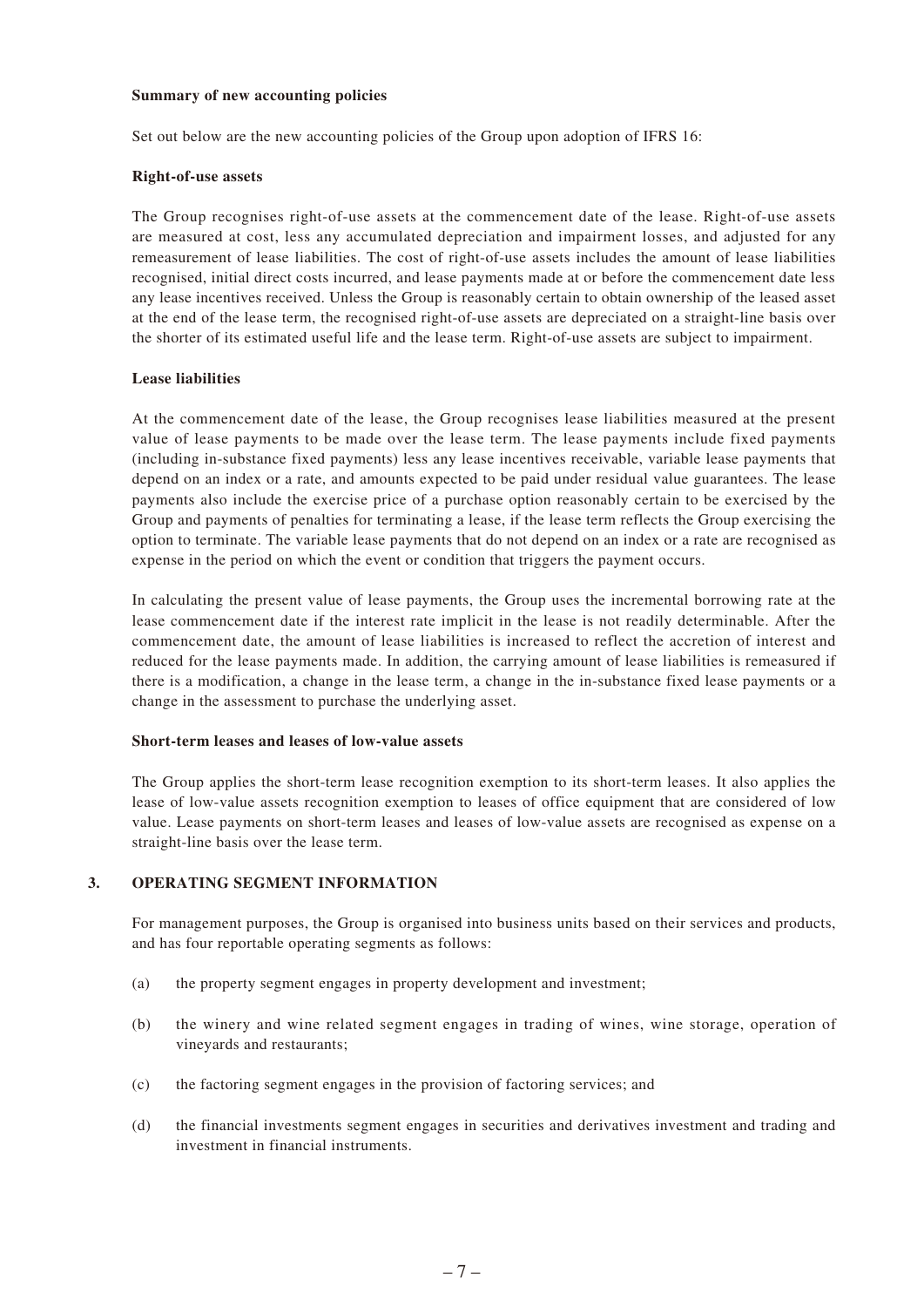**Summary of new accounting policies**

Set out below are the new accounting policies of the Group upon adoption of IFRS 16:

**Right-of-use assets**

The Group recognises right-of-use assets at the commencement date of the lease. Right-of-use assets are measured at cost, less any accumulated depreciation and impairment losses, and adjusted for any remeasurement of lease liabilities. The cost of right-of-use assets includes the amount of lease liabilities recognised, initial direct costs incurred, and lease payments made at or before the commencement date less any lease incentives received. Unless the Group is reasonably certain to obtain ownership of the leased asset at the end of the lease term, the recognised right-of-use assets are depreciated on a straight-line basis over the shorter of its estimated useful life and the lease term. Right-of-use assets are subject to impairment.

**Lease liabilities**

At the commencement date of the lease, the Group recognises lease liabilities measured at the present value of lease payments to be made over the lease term. The lease payments include fixed payments (including in-substance fixed payments) less any lease incentives receivable, variable lease payments that depend on an index or a rate, and amounts expected to be paid under residual value guarantees. The lease payments also include the exercise price of a purchase option reasonably certain to be exercised by the Group and payments of penalties for terminating a lease, if the lease term reflects the Group exercising the option to terminate. The variable lease payments that do not depend on an index or a rate are recognised as expense in the period on which the event or condition that triggers the payment occurs.

In calculating the present value of lease payments, the Group uses the incremental borrowing rate at the lease commencement date if the interest rate implicit in the lease is not readily determinable. After the commencement date, the amount of lease liabilities is increased to reflect the accretion of interest and reduced for the lease payments made. In addition, the carrying amount of lease liabilities is remeasured if there is a modification, a change in the lease term, a change in the in-substance fixed lease payments or a change in the assessment to purchase the underlying asset.

**Short-term leases and leases of low-value assets**

The Group applies the short-term lease recognition exemption to its short-term leases. It also applies the lease of low-value assets recognition exemption to leases of office equipment that are considered of low value. Lease payments on short-term leases and leases of low-value assets are recognised as expense on a straight-line basis over the lease term.

## 3. OPERATING SEGMENT INFORMATION

For management purposes, the Group is organised into business units based on their services and products, and has four reportable operating segments as follows:

(a) the property segment engages in property development and investment;

(b) the winery and wine related segment engages in trading of wines, wine storage, operation of vineyards and restaurants;

(c) the factoring segment engages in the provision of factoring services; and

(d) the financial investments segment engages in securities and derivatives investment and trading and investment in financial instruments.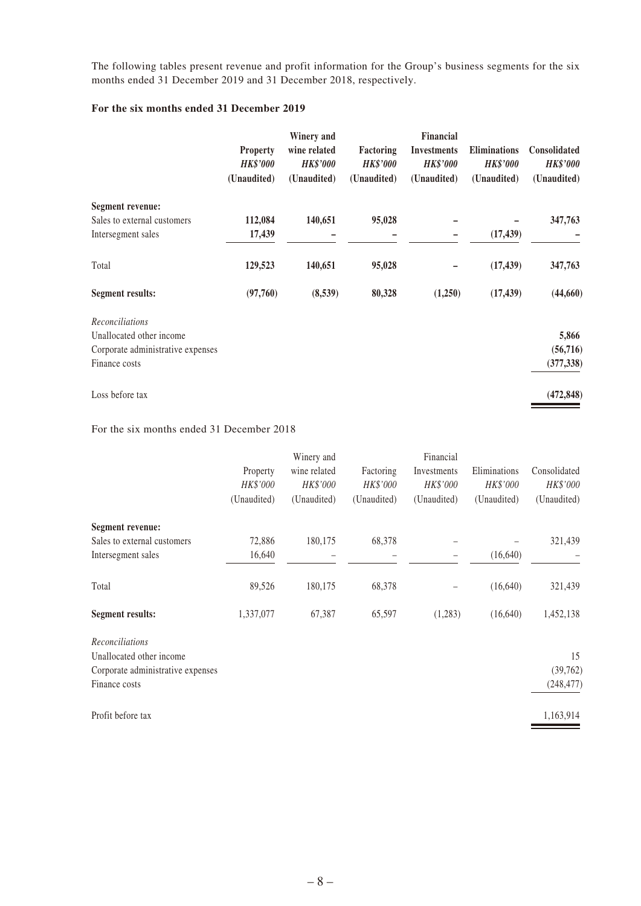The following tables present revenue and profit information for the Group's business segments for the six months ended 31 December 2019 and 31 December 2018, respectively.

### For the six months ended 31 December 2019

| | **Property** | **Winery and wine related** | **Factoring** | **Financial Investments** | **Eliminations** | **Consolidated** |
|---|---|---|---|---|---|---|
| | ***HK$'000*** | ***HK$'000*** | ***HK$'000*** | ***HK$'000*** | ***HK$'000*** | ***HK$'000*** |
| | **(Unaudited)** | **(Unaudited)** | **(Unaudited)** | **(Unaudited)** | **(Unaudited)** | **(Unaudited)** |
| **Segment revenue:** | | | | | | |
| Sales to external customers | **112,084** | **140,651** | **95,028** | **–** | **–** | **347,763** |
| Intersegment sales | **17,439** | **–** | **–** | **–** | **(17,439)** | **–** |
| Total | **129,523** | **140,651** | **95,028** | **–** | **(17,439)** | **347,763** |
| **Segment results:** | **(97,760)** | **(8,539)** | **80,328** | **(1,250)** | **(17,439)** | **(44,660)** |
| *Reconciliations* | | | | | | |
| Unallocated other income | | | | | | **5,866** |
| Corporate administrative expenses | | | | | | **(56,716)** |
| Finance costs | | | | | | **(377,338)** |
| Loss before tax | | | | | | **(472,848)** |

For the six months ended 31 December 2018

| | Property | Winery and wine related | Factoring | Financial Investments | Eliminations | Consolidated |
|---|---|---|---|---|---|---|
| | *HK$'000* | *HK$'000* | *HK$'000* | *HK$'000* | *HK$'000* | *HK$'000* |
| | (Unaudited) | (Unaudited) | (Unaudited) | (Unaudited) | (Unaudited) | (Unaudited) |
| **Segment revenue:** | | | | | | |
| Sales to external customers | 72,886 | 180,175 | 68,378 | – | – | 321,439 |
| Intersegment sales | 16,640 | – | – | – | (16,640) | – |
| Total | 89,526 | 180,175 | 68,378 | – | (16,640) | 321,439 |
| **Segment results:** | 1,337,077 | 67,387 | 65,597 | (1,283) | (16,640) | 1,452,138 |
| *Reconciliations* | | | | | | |
| Unallocated other income | | | | | | 15 |
| Corporate administrative expenses | | | | | | (39,762) |
| Finance costs | | | | | | (248,477) |
| Profit before tax | | | | | | 1,163,914 |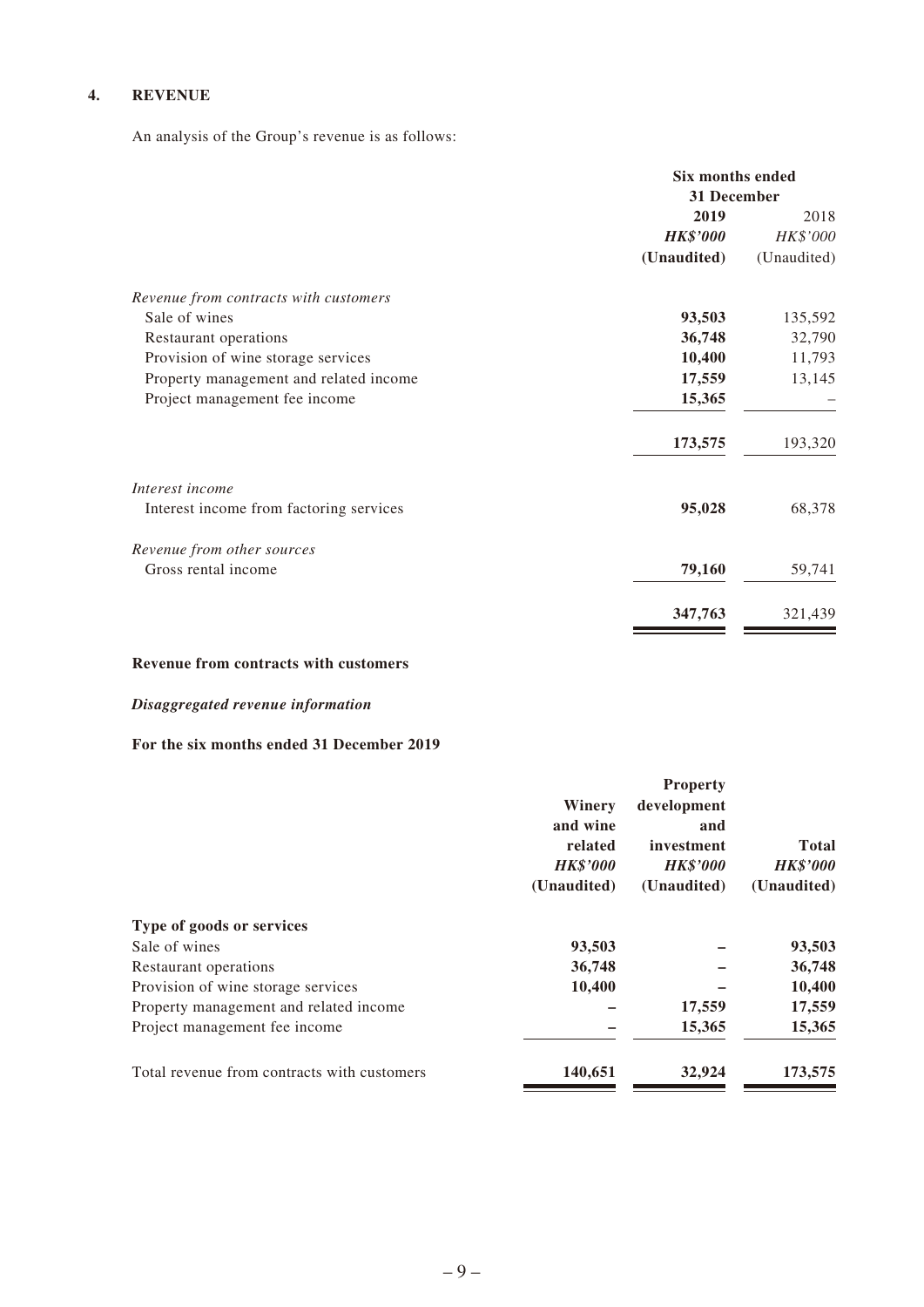## 4. REVENUE

An analysis of the Group's revenue is as follows:

| | Six months ended 31 December | |
|---|---|---|
| | **2019** | 2018 |
| | ***HK$'000*** | *HK$'000* |
| | **(Unaudited)** | (Unaudited) |
| *Revenue from contracts with customers* | | |
| Sale of wines | **93,503** | 135,592 |
| Restaurant operations | **36,748** | 32,790 |
| Provision of wine storage services | **10,400** | 11,793 |
| Property management and related income | **17,559** | 13,145 |
| Project management fee income | **15,365** | – |
| | **173,575** | 193,320 |
| *Interest income* | | |
| Interest income from factoring services | **95,028** | 68,378 |
| *Revenue from other sources* | | |
| Gross rental income | **79,160** | 59,741 |
| | **347,763** | 321,439 |

**Revenue from contracts with customers**

***Disaggregated revenue information***

**For the six months ended 31 December 2019**

| | **Winery and wine related** | **Property development and investment** | **Total** |
|---|---|---|---|
| | ***HK$'000*** | ***HK$'000*** | ***HK$'000*** |
| | **(Unaudited)** | **(Unaudited)** | **(Unaudited)** |
| **Type of goods or services** | | | |
| Sale of wines | **93,503** | **–** | **93,503** |
| Restaurant operations | **36,748** | **–** | **36,748** |
| Provision of wine storage services | **10,400** | **–** | **10,400** |
| Property management and related income | **–** | **17,559** | **17,559** |
| Project management fee income | **–** | **15,365** | **15,365** |
| Total revenue from contracts with customers | **140,651** | **32,924** | **173,575** |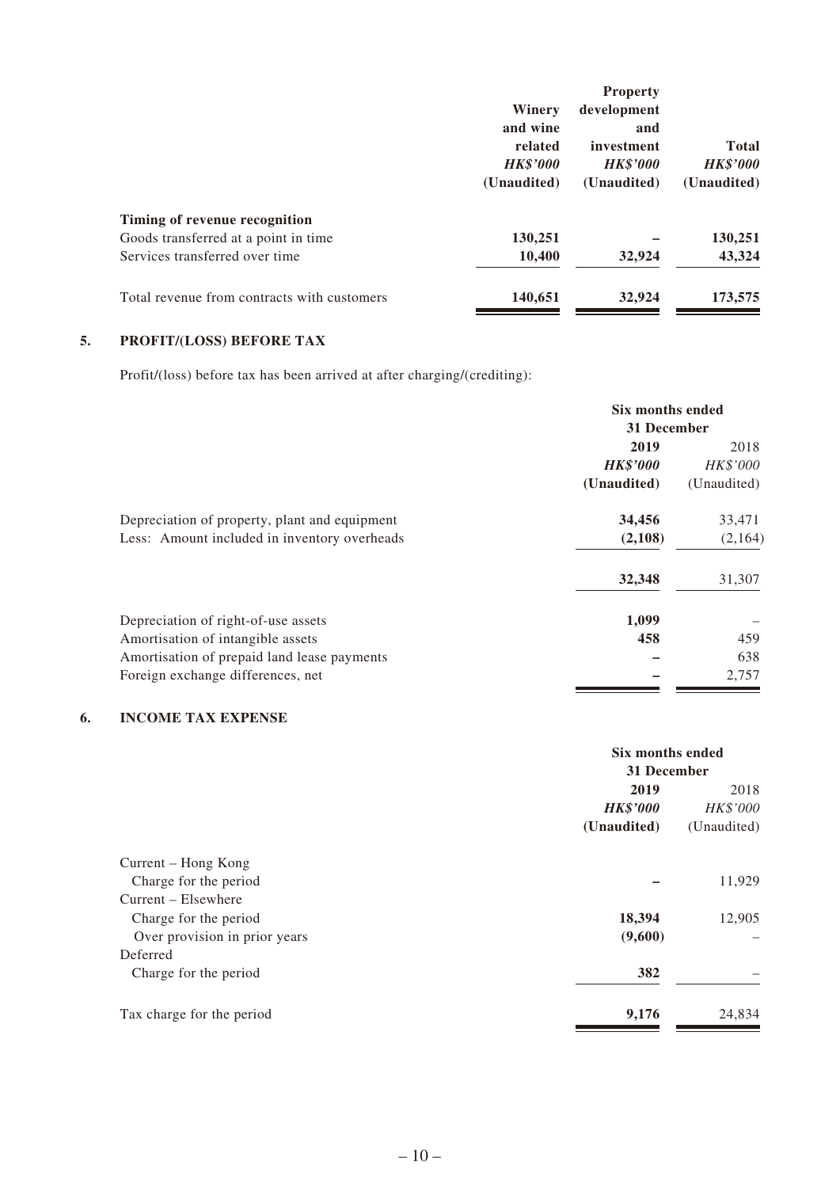| | Winery and wine related *HK$'000* (Unaudited) | Property development and investment *HK$'000* (Unaudited) | Total *HK$'000* (Unaudited) |
|---|---|---|---|
| **Timing of revenue recognition** | | | |
| Goods transferred at a point in time | **130,251** | **–** | **130,251** |
| Services transferred over time | **10,400** | **32,924** | **43,324** |
| Total revenue from contracts with customers | **140,651** | **32,924** | **173,575** |

## 5. PROFIT/(LOSS) BEFORE TAX

Profit/(loss) before tax has been arrived at after charging/(crediting):

| | Six months ended 31 December | |
|---|---|---|
| | **2019** | 2018 |
| | ***HK$'000*** | *HK$'000* |
| | **(Unaudited)** | (Unaudited) |
| Depreciation of property, plant and equipment | **34,456** | 33,471 |
| Less: Amount included in inventory overheads | **(2,108)** | (2,164) |
| | **32,348** | 31,307 |
| Depreciation of right-of-use assets | **1,099** | – |
| Amortisation of intangible assets | **458** | 459 |
| Amortisation of prepaid land lease payments | **–** | 638 |
| Foreign exchange differences, net | **–** | 2,757 |

## 6. INCOME TAX EXPENSE

| | Six months ended 31 December | |
|---|---|---|
| | **2019** | 2018 |
| | ***HK$'000*** | *HK$'000* |
| | **(Unaudited)** | (Unaudited) |
| Current – Hong Kong | | |
| Charge for the period | **–** | 11,929 |
| Current – Elsewhere | | |
| Charge for the period | **18,394** | 12,905 |
| Over provision in prior years | **(9,600)** | – |
| Deferred | | |
| Charge for the period | **382** | – |
| Tax charge for the period | **9,176** | 24,834 |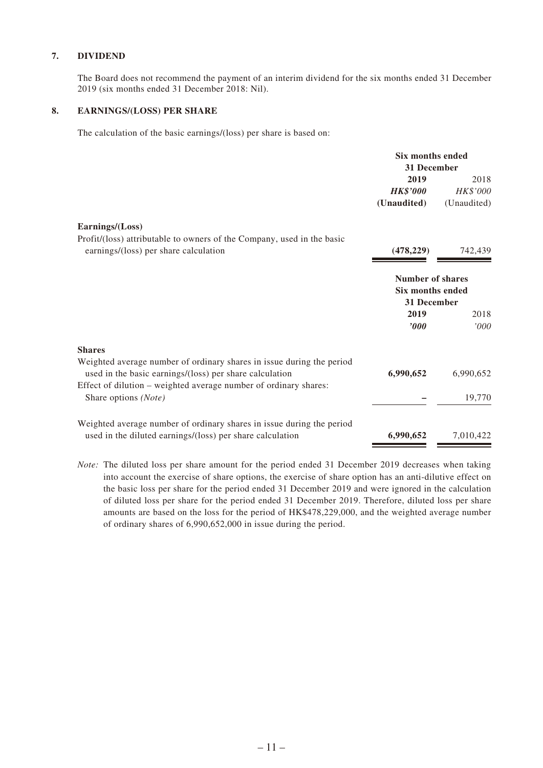## 7. DIVIDEND

The Board does not recommend the payment of an interim dividend for the six months ended 31 December 2019 (six months ended 31 December 2018: Nil).

## 8. EARNINGS/(LOSS) PER SHARE

The calculation of the basic earnings/(loss) per share is based on:

| | Six months ended 31 December | |
|---|---|---|
| | **2019** | 2018 |
| | ***HK$'000*** | *HK$'000* |
| | **(Unaudited)** | (Unaudited) |
| **Earnings/(Loss)** | | |
| Profit/(loss) attributable to owners of the Company, used in the basic earnings/(loss) per share calculation | **(478,229)** | 742,439 |

| | Number of shares Six months ended 31 December | |
|---|---|---|
| | **2019** | 2018 |
| | ***'000*** | *'000* |
| **Shares** | | |
| Weighted average number of ordinary shares in issue during the period used in the basic earnings/(loss) per share calculation | **6,990,652** | 6,990,652 |
| Effect of dilution – weighted average number of ordinary shares: Share options *(Note)* | **–** | 19,770 |
| Weighted average number of ordinary shares in issue during the period used in the diluted earnings/(loss) per share calculation | **6,990,652** | 7,010,422 |

*Note:* The diluted loss per share amount for the period ended 31 December 2019 decreases when taking into account the exercise of share options, the exercise of share option has an anti-dilutive effect on the basic loss per share for the period ended 31 December 2019 and were ignored in the calculation of diluted loss per share for the period ended 31 December 2019. Therefore, diluted loss per share amounts are based on the loss for the period of HK$478,229,000, and the weighted average number of ordinary shares of 6,990,652,000 in issue during the period.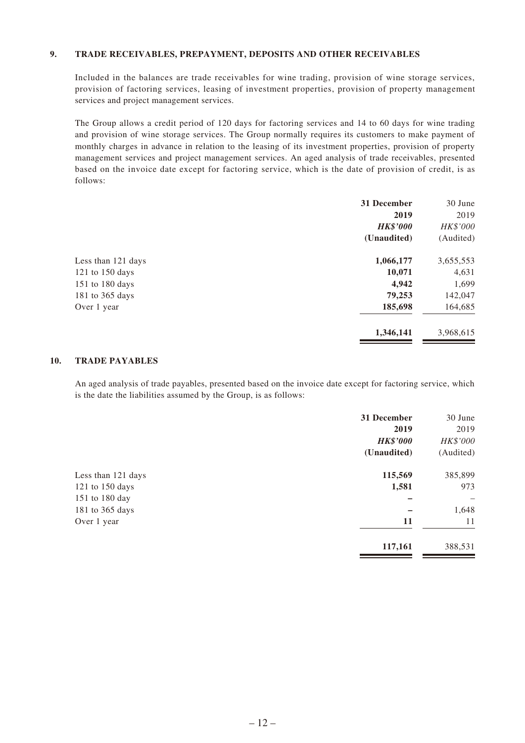## 9. TRADE RECEIVABLES, PREPAYMENT, DEPOSITS AND OTHER RECEIVABLES

Included in the balances are trade receivables for wine trading, provision of wine storage services, provision of factoring services, leasing of investment properties, provision of property management services and project management services.

The Group allows a credit period of 120 days for factoring services and 14 to 60 days for wine trading and provision of wine storage services. The Group normally requires its customers to make payment of monthly charges in advance in relation to the leasing of its investment properties, provision of property management services and project management services. An aged analysis of trade receivables, presented based on the invoice date except for factoring service, which is the date of provision of credit, is as follows:

| | **31 December 2019** | 30 June 2019 |
|---|---|---|
| | ***HK$'000*** | *HK$'000* |
| | **(Unaudited)** | (Audited) |
| Less than 121 days | **1,066,177** | 3,655,553 |
| 121 to 150 days | **10,071** | 4,631 |
| 151 to 180 days | **4,942** | 1,699 |
| 181 to 365 days | **79,253** | 142,047 |
| Over 1 year | **185,698** | 164,685 |
| | **1,346,141** | 3,968,615 |

## 10. TRADE PAYABLES

An aged analysis of trade payables, presented based on the invoice date except for factoring service, which is the date the liabilities assumed by the Group, is as follows:

| | **31 December 2019** | 30 June 2019 |
|---|---|---|
| | ***HK$'000*** | *HK$'000* |
| | **(Unaudited)** | (Audited) |
| Less than 121 days | **115,569** | 385,899 |
| 121 to 150 days | **1,581** | 973 |
| 151 to 180 day | **–** | – |
| 181 to 365 days | **–** | 1,648 |
| Over 1 year | **11** | 11 |
| | **117,161** | 388,531 |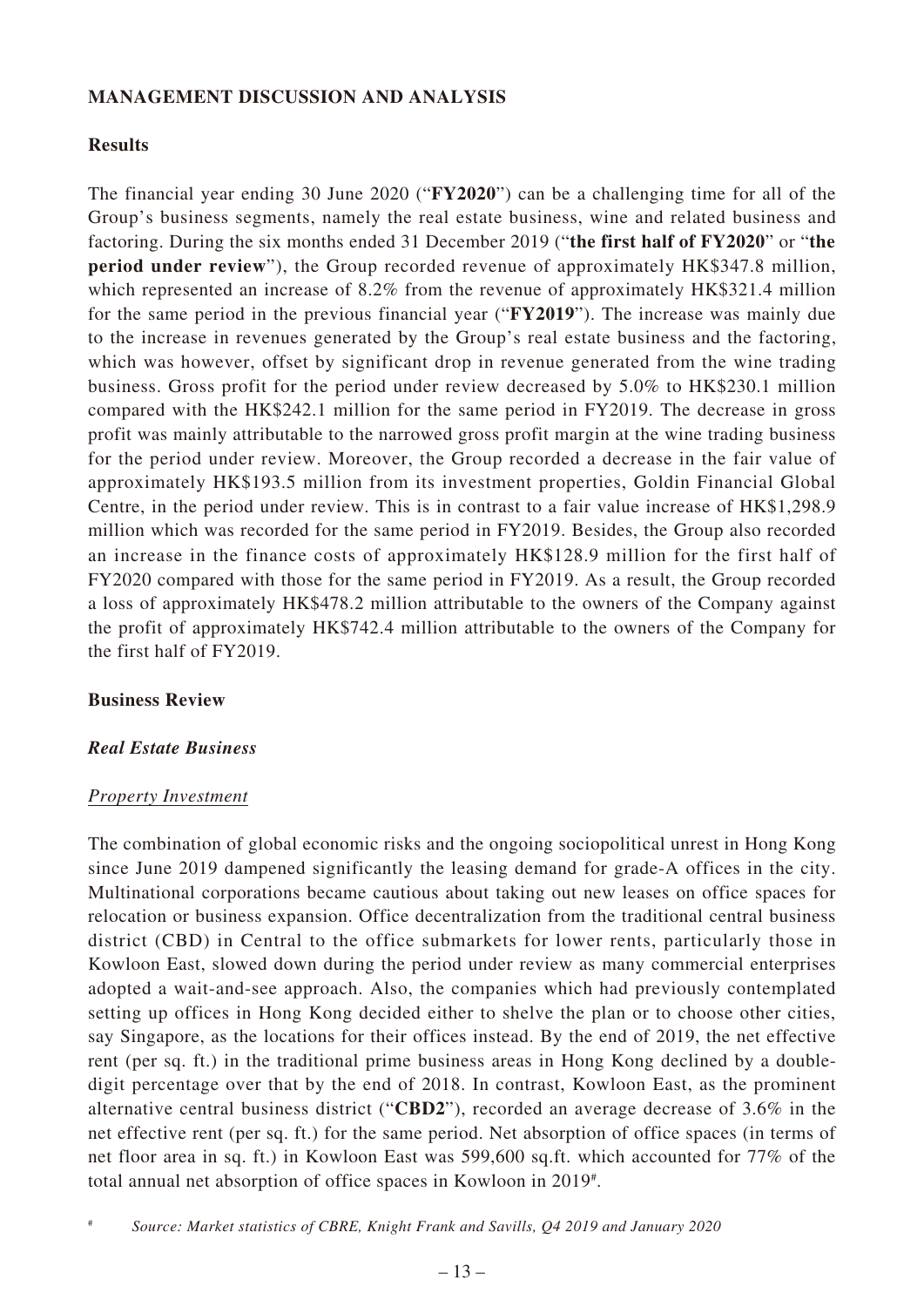## MANAGEMENT DISCUSSION AND ANALYSIS

### Results

The financial year ending 30 June 2020 ("**FY2020**") can be a challenging time for all of the Group's business segments, namely the real estate business, wine and related business and factoring. During the six months ended 31 December 2019 ("**the first half of FY2020**" or "**the period under review**"), the Group recorded revenue of approximately HK$347.8 million, which represented an increase of 8.2% from the revenue of approximately HK$321.4 million for the same period in the previous financial year ("**FY2019**"). The increase was mainly due to the increase in revenues generated by the Group's real estate business and the factoring, which was however, offset by significant drop in revenue generated from the wine trading business. Gross profit for the period under review decreased by 5.0% to HK$230.1 million compared with the HK$242.1 million for the same period in FY2019. The decrease in gross profit was mainly attributable to the narrowed gross profit margin at the wine trading business for the period under review. Moreover, the Group recorded a decrease in the fair value of approximately HK$193.5 million from its investment properties, Goldin Financial Global Centre, in the period under review. This is in contrast to a fair value increase of HK$1,298.9 million which was recorded for the same period in FY2019. Besides, the Group also recorded an increase in the finance costs of approximately HK$128.9 million for the first half of FY2020 compared with those for the same period in FY2019. As a result, the Group recorded a loss of approximately HK$478.2 million attributable to the owners of the Company against the profit of approximately HK$742.4 million attributable to the owners of the Company for the first half of FY2019.

### Business Review

#### *Real Estate Business*

<u>Property Investment</u>

The combination of global economic risks and the ongoing sociopolitical unrest in Hong Kong since June 2019 dampened significantly the leasing demand for grade-A offices in the city. Multinational corporations became cautious about taking out new leases on office spaces for relocation or business expansion. Office decentralization from the traditional central business district (CBD) in Central to the office submarkets for lower rents, particularly those in Kowloon East, slowed down during the period under review as many commercial enterprises adopted a wait-and-see approach. Also, the companies which had previously contemplated setting up offices in Hong Kong decided either to shelve the plan or to choose other cities, say Singapore, as the locations for their offices instead. By the end of 2019, the net effective rent (per sq. ft.) in the traditional prime business areas in Hong Kong declined by a double-digit percentage over that by the end of 2018. In contrast, Kowloon East, as the prominent alternative central business district ("**CBD2**"), recorded an average decrease of 3.6% in the net effective rent (per sq. ft.) for the same period. Net absorption of office spaces (in terms of net floor area in sq. ft.) in Kowloon East was 599,600 sq.ft. which accounted for 77% of the total annual net absorption of office spaces in Kowloon in 2019[#].

[#] *Source: Market statistics of CBRE, Knight Frank and Savills, Q4 2019 and January 2020*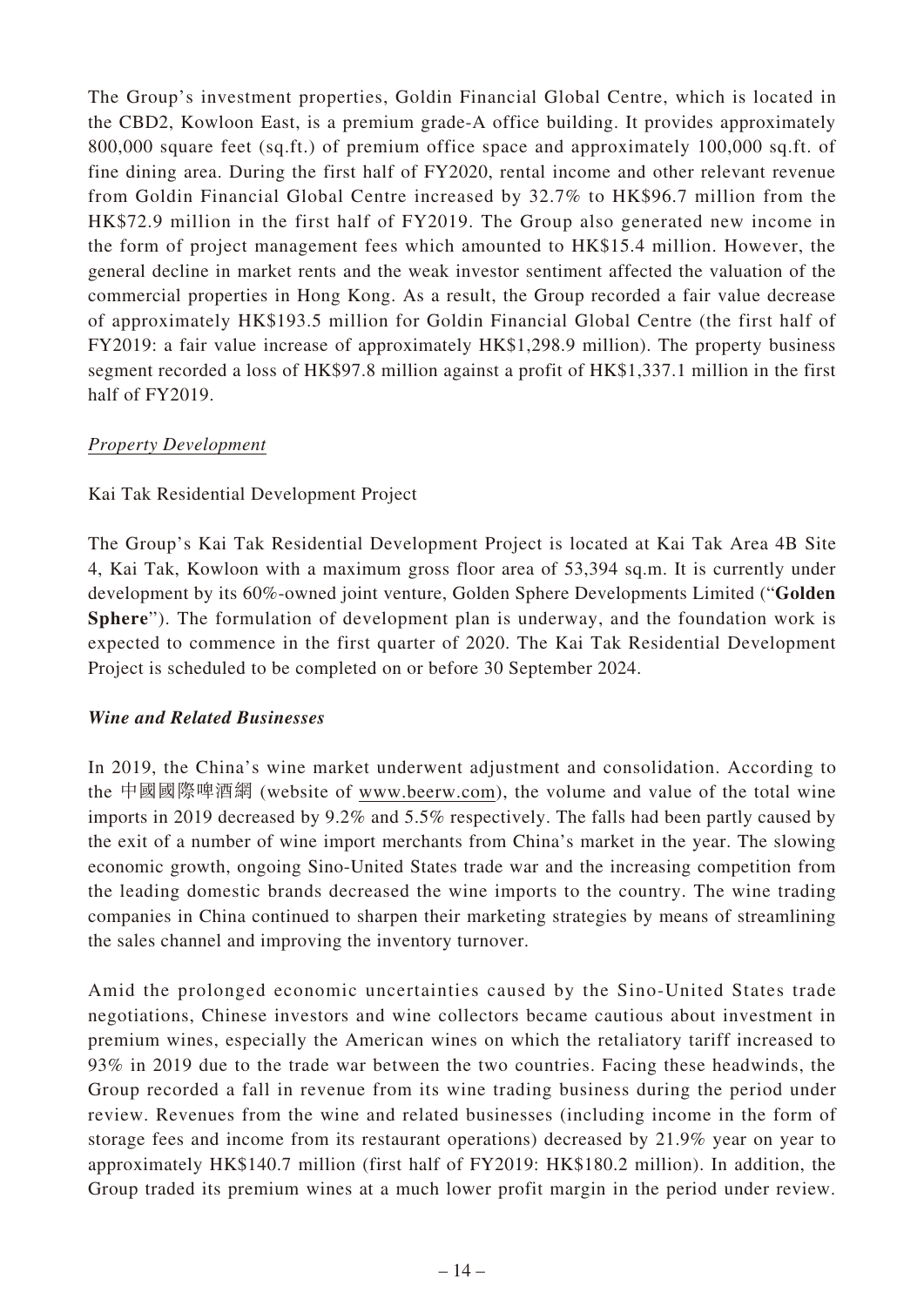The Group's investment properties, Goldin Financial Global Centre, which is located in the CBD2, Kowloon East, is a premium grade-A office building. It provides approximately 800,000 square feet (sq.ft.) of premium office space and approximately 100,000 sq.ft. of fine dining area. During the first half of FY2020, rental income and other relevant revenue from Goldin Financial Global Centre increased by 32.7% to HK$96.7 million from the HK$72.9 million in the first half of FY2019. The Group also generated new income in the form of project management fees which amounted to HK$15.4 million. However, the general decline in market rents and the weak investor sentiment affected the valuation of the commercial properties in Hong Kong. As a result, the Group recorded a fair value decrease of approximately HK$193.5 million for Goldin Financial Global Centre (the first half of FY2019: a fair value increase of approximately HK$1,298.9 million). The property business segment recorded a loss of HK$97.8 million against a profit of HK$1,337.1 million in the first half of FY2019.

*Property Development*

Kai Tak Residential Development Project

The Group's Kai Tak Residential Development Project is located at Kai Tak Area 4B Site 4, Kai Tak, Kowloon with a maximum gross floor area of 53,394 sq.m. It is currently under development by its 60%-owned joint venture, Golden Sphere Developments Limited ("**Golden Sphere**"). The formulation of development plan is underway, and the foundation work is expected to commence in the first quarter of 2020. The Kai Tak Residential Development Project is scheduled to be completed on or before 30 September 2024.

***Wine and Related Businesses***

In 2019, the China's wine market underwent adjustment and consolidation. According to the 中國國際啤酒網 (website of www.beerw.com), the volume and value of the total wine imports in 2019 decreased by 9.2% and 5.5% respectively. The falls had been partly caused by the exit of a number of wine import merchants from China's market in the year. The slowing economic growth, ongoing Sino-United States trade war and the increasing competition from the leading domestic brands decreased the wine imports to the country. The wine trading companies in China continued to sharpen their marketing strategies by means of streamlining the sales channel and improving the inventory turnover.

Amid the prolonged economic uncertainties caused by the Sino-United States trade negotiations, Chinese investors and wine collectors became cautious about investment in premium wines, especially the American wines on which the retaliatory tariff increased to 93% in 2019 due to the trade war between the two countries. Facing these headwinds, the Group recorded a fall in revenue from its wine trading business during the period under review. Revenues from the wine and related businesses (including income in the form of storage fees and income from its restaurant operations) decreased by 21.9% year on year to approximately HK$140.7 million (first half of FY2019: HK$180.2 million). In addition, the Group traded its premium wines at a much lower profit margin in the period under review.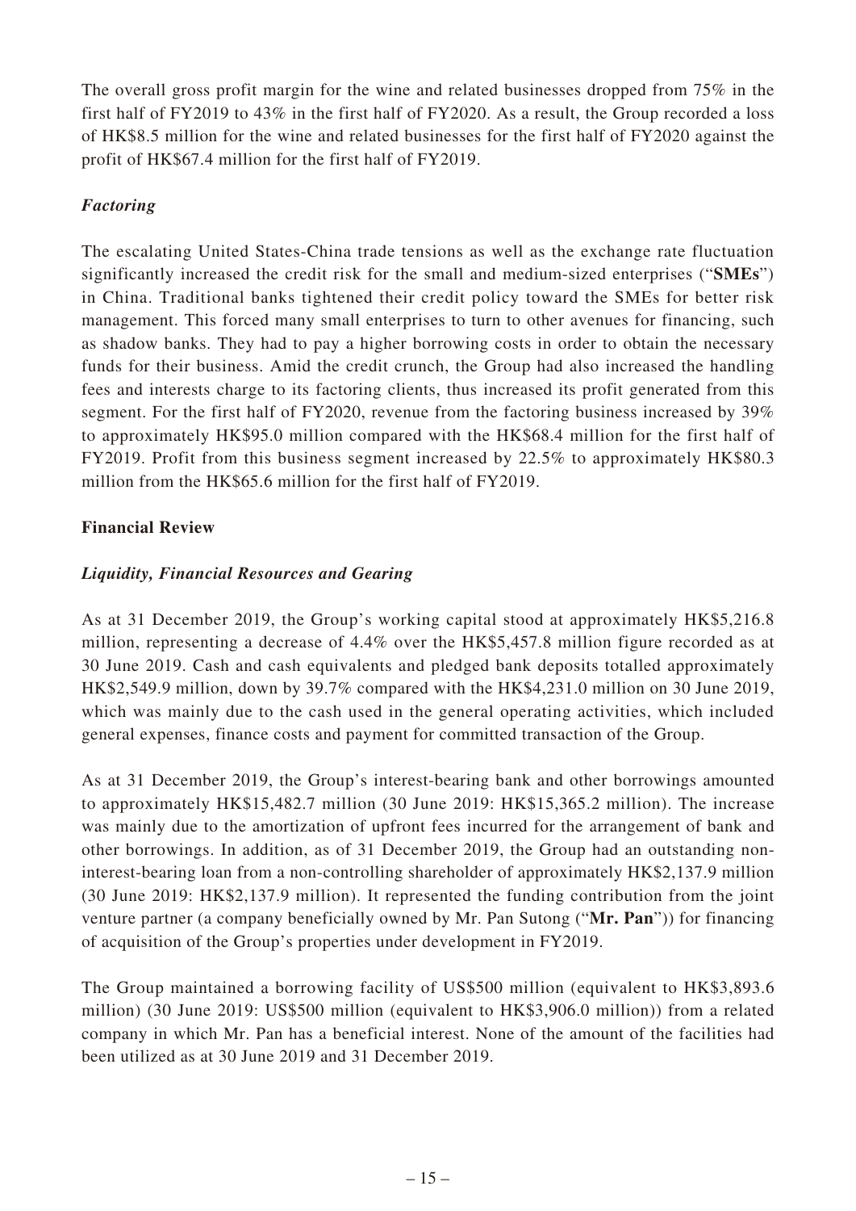The overall gross profit margin for the wine and related businesses dropped from 75% in the first half of FY2019 to 43% in the first half of FY2020. As a result, the Group recorded a loss of HK$8.5 million for the wine and related businesses for the first half of FY2020 against the profit of HK$67.4 million for the first half of FY2019.

### *Factoring*

The escalating United States-China trade tensions as well as the exchange rate fluctuation significantly increased the credit risk for the small and medium-sized enterprises ("**SMEs**") in China. Traditional banks tightened their credit policy toward the SMEs for better risk management. This forced many small enterprises to turn to other avenues for financing, such as shadow banks. They had to pay a higher borrowing costs in order to obtain the necessary funds for their business. Amid the credit crunch, the Group had also increased the handling fees and interests charge to its factoring clients, thus increased its profit generated from this segment. For the first half of FY2020, revenue from the factoring business increased by 39% to approximately HK$95.0 million compared with the HK$68.4 million for the first half of FY2019. Profit from this business segment increased by 22.5% to approximately HK$80.3 million from the HK$65.6 million for the first half of FY2019.

## Financial Review

### *Liquidity, Financial Resources and Gearing*

As at 31 December 2019, the Group's working capital stood at approximately HK$5,216.8 million, representing a decrease of 4.4% over the HK$5,457.8 million figure recorded as at 30 June 2019. Cash and cash equivalents and pledged bank deposits totalled approximately HK$2,549.9 million, down by 39.7% compared with the HK$4,231.0 million on 30 June 2019, which was mainly due to the cash used in the general operating activities, which included general expenses, finance costs and payment for committed transaction of the Group.

As at 31 December 2019, the Group's interest-bearing bank and other borrowings amounted to approximately HK$15,482.7 million (30 June 2019: HK$15,365.2 million). The increase was mainly due to the amortization of upfront fees incurred for the arrangement of bank and other borrowings. In addition, as of 31 December 2019, the Group had an outstanding non-interest-bearing loan from a non-controlling shareholder of approximately HK$2,137.9 million (30 June 2019: HK$2,137.9 million). It represented the funding contribution from the joint venture partner (a company beneficially owned by Mr. Pan Sutong ("**Mr. Pan**")) for financing of acquisition of the Group's properties under development in FY2019.

The Group maintained a borrowing facility of US$500 million (equivalent to HK$3,893.6 million) (30 June 2019: US$500 million (equivalent to HK$3,906.0 million)) from a related company in which Mr. Pan has a beneficial interest. None of the amount of the facilities had been utilized as at 30 June 2019 and 31 December 2019.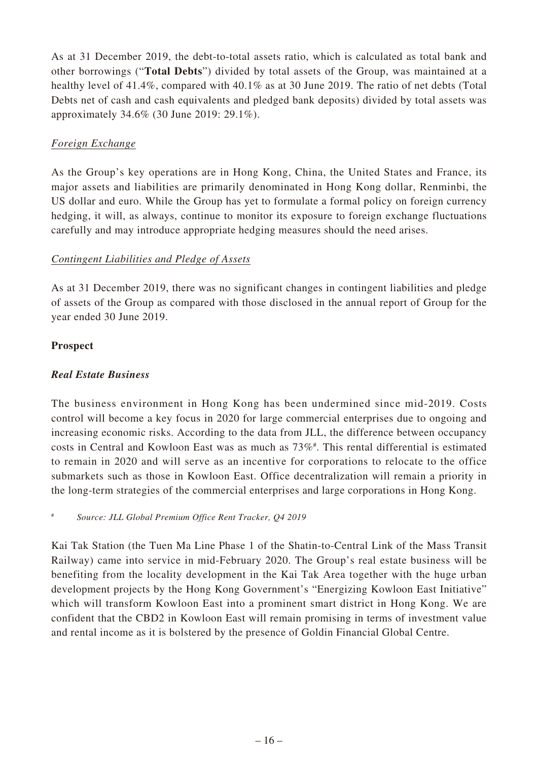As at 31 December 2019, the debt-to-total assets ratio, which is calculated as total bank and other borrowings ("**Total Debts**") divided by total assets of the Group, was maintained at a healthy level of 41.4%, compared with 40.1% as at 30 June 2019. The ratio of net debts (Total Debts net of cash and cash equivalents and pledged bank deposits) divided by total assets was approximately 34.6% (30 June 2019: 29.1%).

*Foreign Exchange*

As the Group's key operations are in Hong Kong, China, the United States and France, its major assets and liabilities are primarily denominated in Hong Kong dollar, Renminbi, the US dollar and euro. While the Group has yet to formulate a formal policy on foreign currency hedging, it will, as always, continue to monitor its exposure to foreign exchange fluctuations carefully and may introduce appropriate hedging measures should the need arises.

*Contingent Liabilities and Pledge of Assets*

As at 31 December 2019, there was no significant changes in contingent liabilities and pledge of assets of the Group as compared with those disclosed in the annual report of Group for the year ended 30 June 2019.

**Prospect**

***Real Estate Business***

The business environment in Hong Kong has been undermined since mid-2019. Costs control will become a key focus in 2020 for large commercial enterprises due to ongoing and increasing economic risks. According to the data from JLL, the difference between occupancy costs in Central and Kowloon East was as much as 73%[#]. This rental differential is estimated to remain in 2020 and will serve as an incentive for corporations to relocate to the office submarkets such as those in Kowloon East. Office decentralization will remain a priority in the long-term strategies of the commercial enterprises and large corporations in Hong Kong.

[#] *Source: JLL Global Premium Office Rent Tracker, Q4 2019*

Kai Tak Station (the Tuen Ma Line Phase 1 of the Shatin-to-Central Link of the Mass Transit Railway) came into service in mid-February 2020. The Group's real estate business will be benefiting from the locality development in the Kai Tak Area together with the huge urban development projects by the Hong Kong Government's "Energizing Kowloon East Initiative" which will transform Kowloon East into a prominent smart district in Hong Kong. We are confident that the CBD2 in Kowloon East will remain promising in terms of investment value and rental income as it is bolstered by the presence of Goldin Financial Global Centre.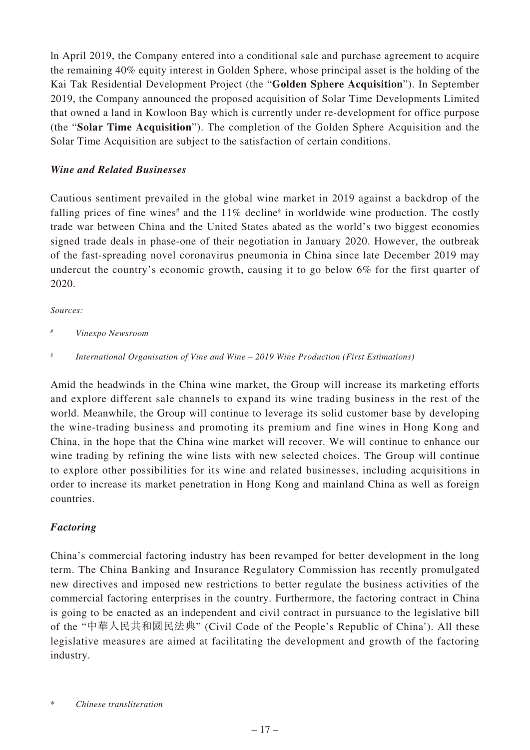In April 2019, the Company entered into a conditional sale and purchase agreement to acquire the remaining 40% equity interest in Golden Sphere, whose principal asset is the holding of the Kai Tak Residential Development Project (the "**Golden Sphere Acquisition**"). In September 2019, the Company announced the proposed acquisition of Solar Time Developments Limited that owned a land in Kowloon Bay which is currently under re-development for office purpose (the "**Solar Time Acquisition**"). The completion of the Golden Sphere Acquisition and the Solar Time Acquisition are subject to the satisfaction of certain conditions.

### *Wine and Related Businesses*

Cautious sentiment prevailed in the global wine market in 2019 against a backdrop of the falling prices of fine wines[#] and the 11% decline[§] in worldwide wine production. The costly trade war between China and the United States abated as the world's two biggest economies signed trade deals in phase-one of their negotiation in January 2020. However, the outbreak of the fast-spreading novel coronavirus pneumonia in China since late December 2019 may undercut the country's economic growth, causing it to go below 6% for the first quarter of 2020.

*Sources:*

[#] *Vinexpo Newsroom*

[§] *International Organisation of Vine and Wine – 2019 Wine Production (First Estimations)*

Amid the headwinds in the China wine market, the Group will increase its marketing efforts and explore different sale channels to expand its wine trading business in the rest of the world. Meanwhile, the Group will continue to leverage its solid customer base by developing the wine-trading business and promoting its premium and fine wines in Hong Kong and China, in the hope that the China wine market will recover. We will continue to enhance our wine trading by refining the wine lists with new selected choices. The Group will continue to explore other possibilities for its wine and related businesses, including acquisitions in order to increase its market penetration in Hong Kong and mainland China as well as foreign countries.

### *Factoring*

China's commercial factoring industry has been revamped for better development in the long term. The China Banking and Insurance Regulatory Commission has recently promulgated new directives and imposed new restrictions to better regulate the business activities of the commercial factoring enterprises in the country. Furthermore, the factoring contract in China is going to be enacted as an independent and civil contract in pursuance to the legislative bill of the "中華人民共和國民法典" (Civil Code of the People's Republic of China[*]). All these legislative measures are aimed at facilitating the development and growth of the factoring industry.

[*] *Chinese transliteration*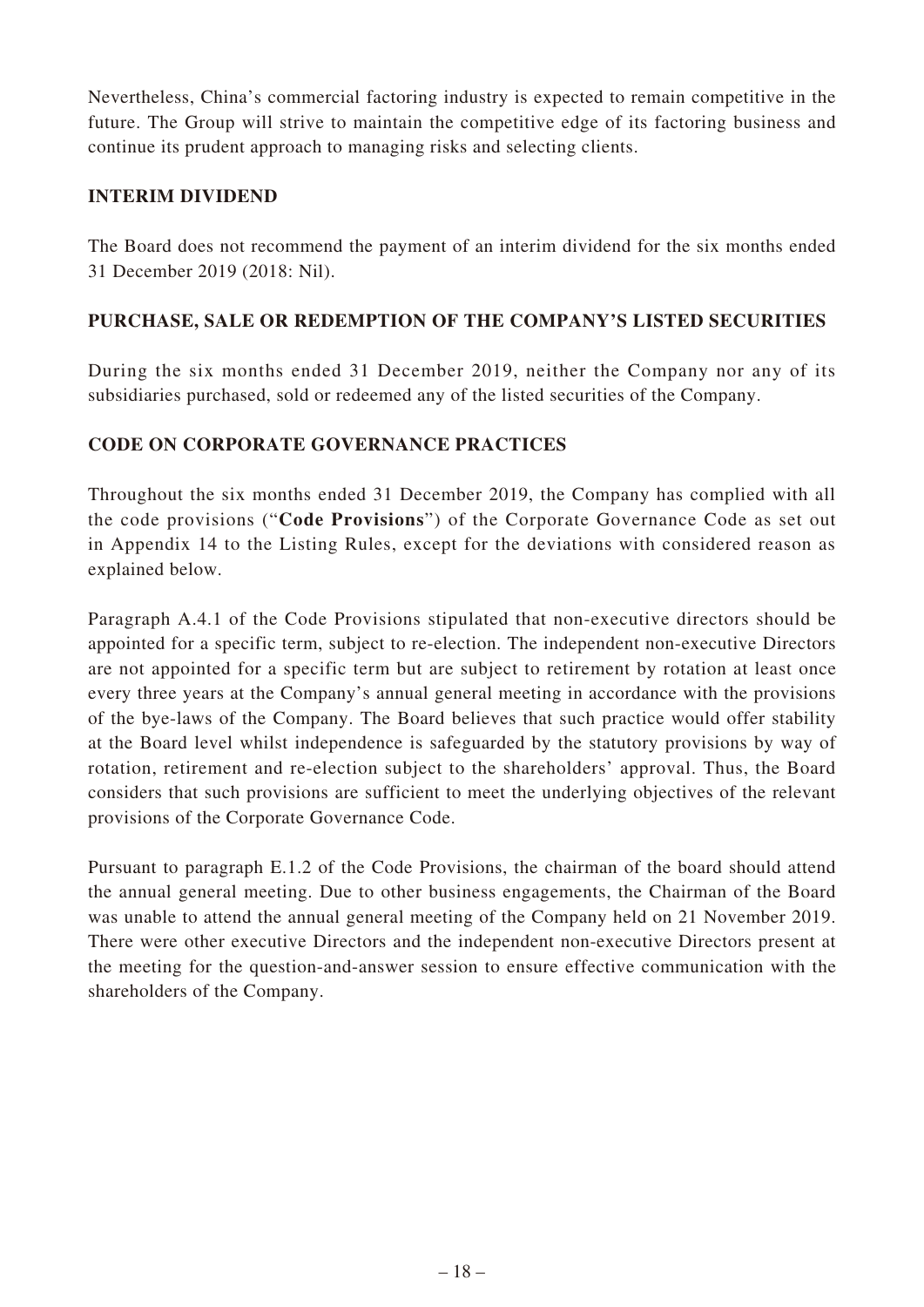Nevertheless, China's commercial factoring industry is expected to remain competitive in the future. The Group will strive to maintain the competitive edge of its factoring business and continue its prudent approach to managing risks and selecting clients.

## INTERIM DIVIDEND

The Board does not recommend the payment of an interim dividend for the six months ended 31 December 2019 (2018: Nil).

## PURCHASE, SALE OR REDEMPTION OF THE COMPANY'S LISTED SECURITIES

During the six months ended 31 December 2019, neither the Company nor any of its subsidiaries purchased, sold or redeemed any of the listed securities of the Company.

## CODE ON CORPORATE GOVERNANCE PRACTICES

Throughout the six months ended 31 December 2019, the Company has complied with all the code provisions ("**Code Provisions**") of the Corporate Governance Code as set out in Appendix 14 to the Listing Rules, except for the deviations with considered reason as explained below.

Paragraph A.4.1 of the Code Provisions stipulated that non-executive directors should be appointed for a specific term, subject to re-election. The independent non-executive Directors are not appointed for a specific term but are subject to retirement by rotation at least once every three years at the Company's annual general meeting in accordance with the provisions of the bye-laws of the Company. The Board believes that such practice would offer stability at the Board level whilst independence is safeguarded by the statutory provisions by way of rotation, retirement and re-election subject to the shareholders' approval. Thus, the Board considers that such provisions are sufficient to meet the underlying objectives of the relevant provisions of the Corporate Governance Code.

Pursuant to paragraph E.1.2 of the Code Provisions, the chairman of the board should attend the annual general meeting. Due to other business engagements, the Chairman of the Board was unable to attend the annual general meeting of the Company held on 21 November 2019. There were other executive Directors and the independent non-executive Directors present at the meeting for the question-and-answer session to ensure effective communication with the shareholders of the Company.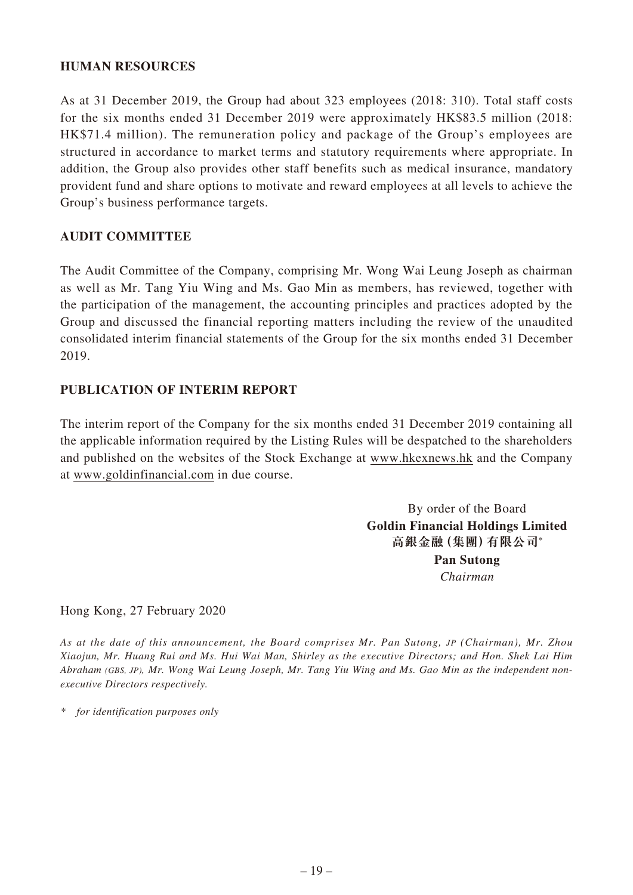## HUMAN RESOURCES

As at 31 December 2019, the Group had about 323 employees (2018: 310). Total staff costs for the six months ended 31 December 2019 were approximately HK$83.5 million (2018: HK$71.4 million). The remuneration policy and package of the Group's employees are structured in accordance to market terms and statutory requirements where appropriate. In addition, the Group also provides other staff benefits such as medical insurance, mandatory provident fund and share options to motivate and reward employees at all levels to achieve the Group's business performance targets.

## AUDIT COMMITTEE

The Audit Committee of the Company, comprising Mr. Wong Wai Leung Joseph as chairman as well as Mr. Tang Yiu Wing and Ms. Gao Min as members, has reviewed, together with the participation of the management, the accounting principles and practices adopted by the Group and discussed the financial reporting matters including the review of the unaudited consolidated interim financial statements of the Group for the six months ended 31 December 2019.

## PUBLICATION OF INTERIM REPORT

The interim report of the Company for the six months ended 31 December 2019 containing all the applicable information required by the Listing Rules will be despatched to the shareholders and published on the websites of the Stock Exchange at www.hkexnews.hk and the Company at www.goldinfinancial.com in due course.

By order of the Board
**Goldin Financial Holdings Limited**
**高銀金融(集團)有限公司***
**Pan Sutong**
*Chairman*

Hong Kong, 27 February 2020

*As at the date of this announcement, the Board comprises Mr. Pan Sutong, JP (Chairman), Mr. Zhou Xiaojun, Mr. Huang Rui and Ms. Hui Wai Man, Shirley as the executive Directors; and Hon. Shek Lai Him Abraham (GBS, JP), Mr. Wong Wai Leung Joseph, Mr. Tang Yiu Wing and Ms. Gao Min as the independent non-executive Directors respectively.*

\* *for identification purposes only*